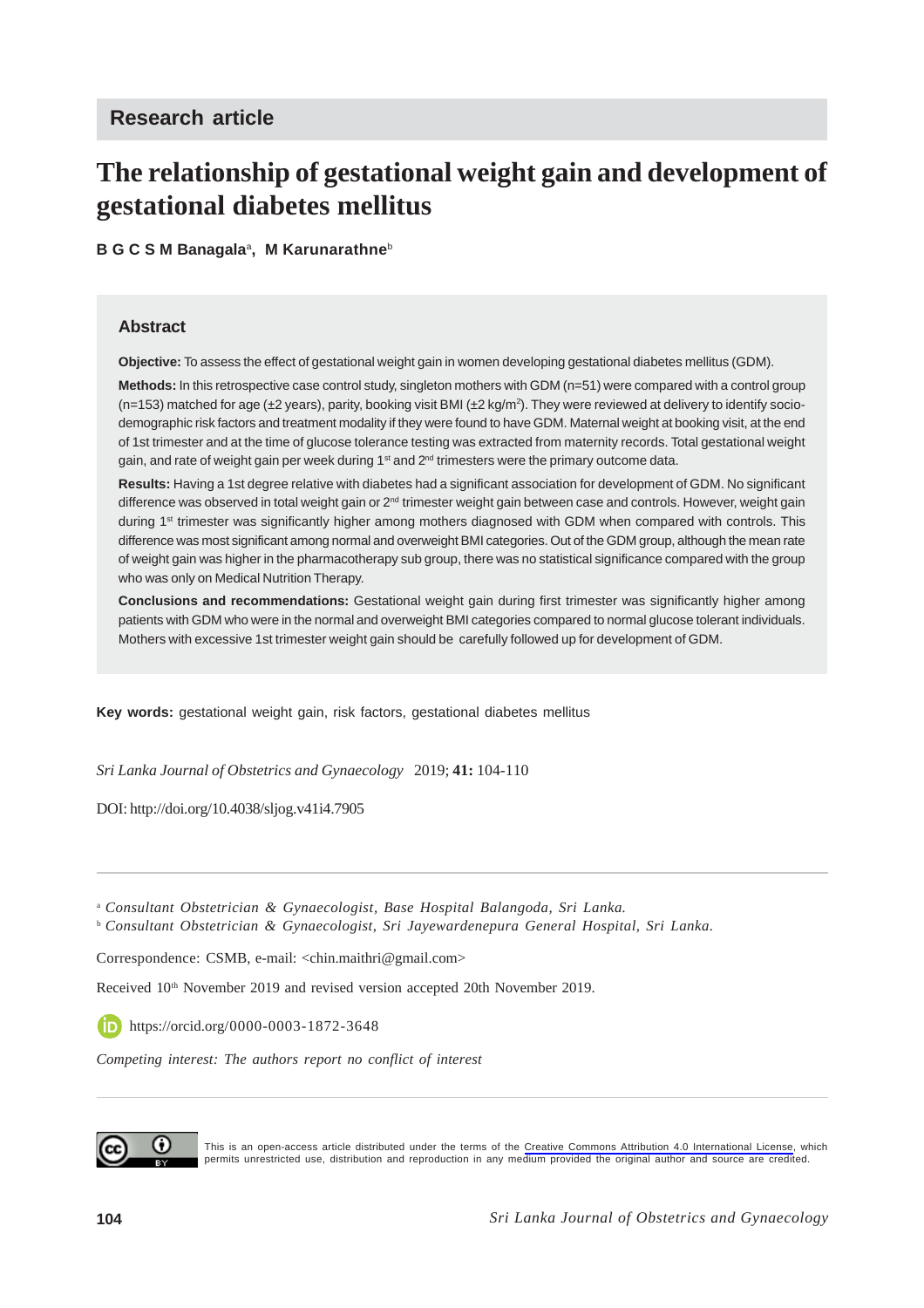## Research article

# The relationship of gestational weight gain and development of gestational diabetes mellitus

**B G C S M Banagala**[a], **M Karunarathne**[b]

### Abstract

**Objective:** To assess the effect of gestational weight gain in women developing gestational diabetes mellitus (GDM).

**Methods:** In this retrospective case control study, singleton mothers with GDM (n=51) were compared with a control group (n=153) matched for age (±2 years), parity, booking visit BMI (±2 kg/m$^2$). They were reviewed at delivery to identify socio-demographic risk factors and treatment modality if they were found to have GDM. Maternal weight at booking visit, at the end of 1st trimester and at the time of glucose tolerance testing was extracted from maternity records. Total gestational weight gain, and rate of weight gain per week during 1$^{st}$ and 2$^{nd}$ trimesters were the primary outcome data.

**Results:** Having a 1st degree relative with diabetes had a significant association for development of GDM. No significant difference was observed in total weight gain or 2$^{nd}$ trimester weight gain between case and controls. However, weight gain during 1$^{st}$ trimester was significantly higher among mothers diagnosed with GDM when compared with controls. This difference was most significant among normal and overweight BMI categories. Out of the GDM group, although the mean rate of weight gain was higher in the pharmacotherapy sub group, there was no statistical significance compared with the group who was only on Medical Nutrition Therapy.

**Conclusions and recommendations:** Gestational weight gain during first trimester was significantly higher among patients with GDM who were in the normal and overweight BMI categories compared to normal glucose tolerant individuals. Mothers with excessive 1st trimester weight gain should be carefully followed up for development of GDM.

**Key words:** gestational weight gain, risk factors, gestational diabetes mellitus

*Sri Lanka Journal of Obstetrics and Gynaecology* 2019; **41:** 104-110

DOI: http://doi.org/10.4038/sljog.v41i4.7905

[a] *Consultant Obstetrician & Gynaecologist, Base Hospital Balangoda, Sri Lanka.*
[b] *Consultant Obstetrician & Gynaecologist, Sri Jayewardenepura General Hospital, Sri Lanka.*

Correspondence: CSMB, e-mail: <chin.maithri@gmail.com>

Received 10$^{th}$ November 2019 and revised version accepted 20th November 2019.

https://orcid.org/0000-0003-1872-3648

*Competing interest: The authors report no conflict of interest*

This is an open-access article distributed under the terms of the Creative Commons Attribution 4.0 International License, which permits unrestricted use, distribution and reproduction in any medium provided the original author and source are credited.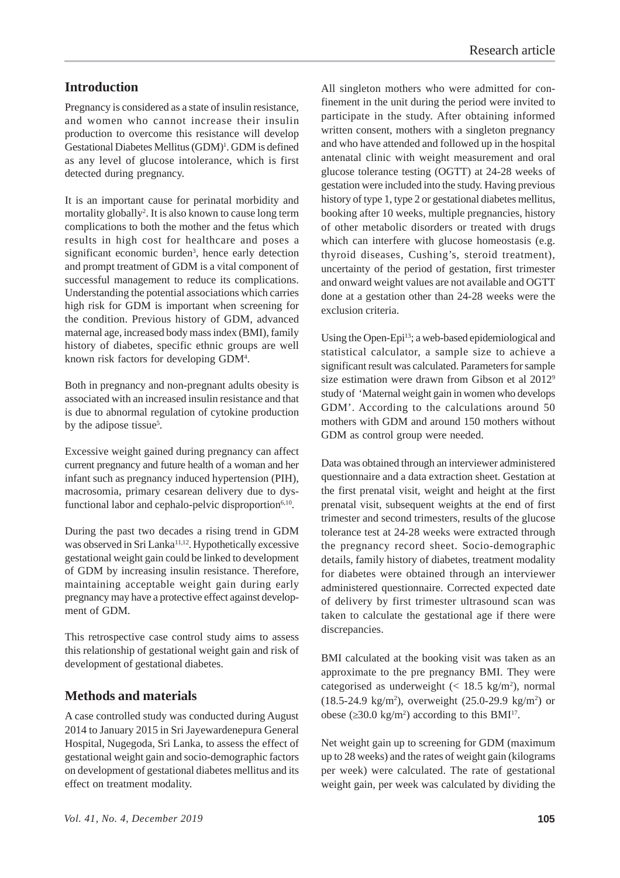## Introduction

Pregnancy is considered as a state of insulin resistance, and women who cannot increase their insulin production to overcome this resistance will develop Gestational Diabetes Mellitus (GDM)[1]. GDM is defined as any level of glucose intolerance, which is first detected during pregnancy.

It is an important cause for perinatal morbidity and mortality globally[2]. It is also known to cause long term complications to both the mother and the fetus which results in high cost for healthcare and poses a significant economic burden[3], hence early detection and prompt treatment of GDM is a vital component of successful management to reduce its complications. Understanding the potential associations which carries high risk for GDM is important when screening for the condition. Previous history of GDM, advanced maternal age, increased body mass index (BMI), family history of diabetes, specific ethnic groups are well known risk factors for developing GDM[4].

Both in pregnancy and non-pregnant adults obesity is associated with an increased insulin resistance and that is due to abnormal regulation of cytokine production by the adipose tissue[5].

Excessive weight gained during pregnancy can affect current pregnancy and future health of a woman and her infant such as pregnancy induced hypertension (PIH), macrosomia, primary cesarean delivery due to dysfunctional labor and cephalo-pelvic disproportion[6,10].

During the past two decades a rising trend in GDM was observed in Sri Lanka[11,12]. Hypothetically excessive gestational weight gain could be linked to development of GDM by increasing insulin resistance. Therefore, maintaining acceptable weight gain during early pregnancy may have a protective effect against development of GDM.

This retrospective case control study aims to assess this relationship of gestational weight gain and risk of development of gestational diabetes.

## Methods and materials

A case controlled study was conducted during August 2014 to January 2015 in Sri Jayewardenepura General Hospital, Nugegoda, Sri Lanka, to assess the effect of gestational weight gain and socio-demographic factors on development of gestational diabetes mellitus and its effect on treatment modality.

All singleton mothers who were admitted for confinement in the unit during the period were invited to participate in the study. After obtaining informed written consent, mothers with a singleton pregnancy and who have attended and followed up in the hospital antenatal clinic with weight measurement and oral glucose tolerance testing (OGTT) at 24-28 weeks of gestation were included into the study. Having previous history of type 1, type 2 or gestational diabetes mellitus, booking after 10 weeks, multiple pregnancies, history of other metabolic disorders or treated with drugs which can interfere with glucose homeostasis (e.g. thyroid diseases, Cushing's, steroid treatment), uncertainty of the period of gestation, first trimester and onward weight values are not available and OGTT done at a gestation other than 24-28 weeks were the exclusion criteria.

Using the Open-Epi[13]; a web-based epidemiological and statistical calculator, a sample size to achieve a significant result was calculated. Parameters for sample size estimation were drawn from Gibson et al 2012[9] study of 'Maternal weight gain in women who develops GDM'. According to the calculations around 50 mothers with GDM and around 150 mothers without GDM as control group were needed.

Data was obtained through an interviewer administered questionnaire and a data extraction sheet. Gestation at the first prenatal visit, weight and height at the first prenatal visit, subsequent weights at the end of first trimester and second trimesters, results of the glucose tolerance test at 24-28 weeks were extracted through the pregnancy record sheet. Socio-demographic details, family history of diabetes, treatment modality for diabetes were obtained through an interviewer administered questionnaire. Corrected expected date of delivery by first trimester ultrasound scan was taken to calculate the gestational age if there were discrepancies.

BMI calculated at the booking visit was taken as an approximate to the pre pregnancy BMI. They were categorised as underweight ($< 18.5$ kg/m$^2$), normal ($18.5$-$24.9$ kg/m$^2$), overweight ($25.0$-$29.9$ kg/m$^2$) or obese ($\geq 30.0$ kg/m$^2$) according to this BMI[17].

Net weight gain up to screening for GDM (maximum up to 28 weeks) and the rates of weight gain (kilograms per week) were calculated. The rate of gestational weight gain, per week was calculated by dividing the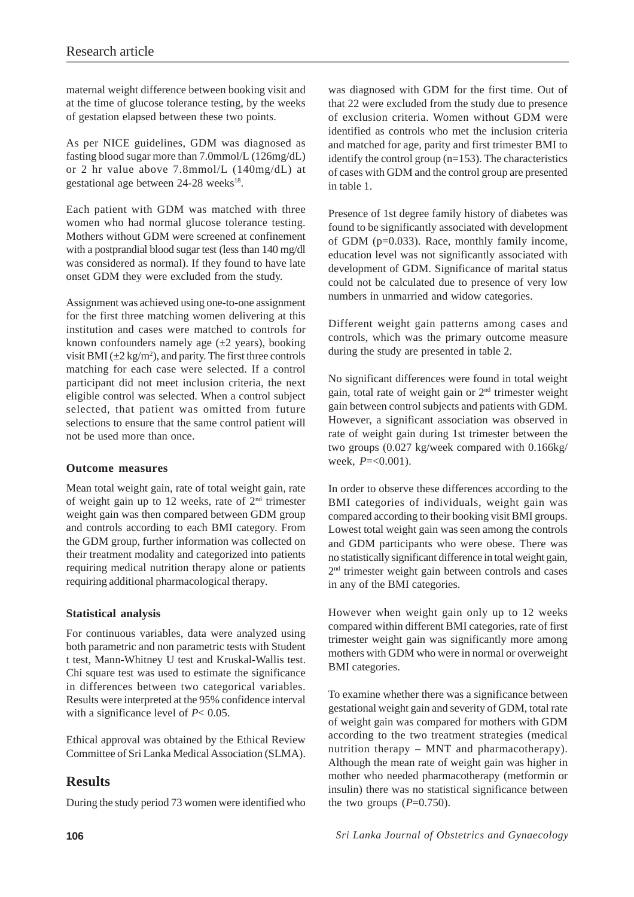maternal weight difference between booking visit and at the time of glucose tolerance testing, by the weeks of gestation elapsed between these two points.

As per NICE guidelines, GDM was diagnosed as fasting blood sugar more than 7.0mmol/L (126mg/dL) or 2 hr value above 7.8mmol/L (140mg/dL) at gestational age between 24-28 weeks[18].

Each patient with GDM was matched with three women who had normal glucose testing. Mothers without GDM were screened at confinement with a postprandial blood sugar test (less than 140 mg/dl was considered as normal). If they found to have late onset GDM they were excluded from the study.

Assignment was achieved using one-to-one assignment for the first three matching women delivering at this institution and cases were matched to controls for known confounders namely age (±2 years), booking visit BMI (±2 kg/m$^2$), and parity. The first three controls matching for each case were selected. If a control participant did not meet inclusion criteria, the next eligible control was selected. When a control subject selected, that patient was omitted from future selections to ensure that the same control patient will not be used more than once.

### Outcome measures

Mean total weight gain, rate of total weight gain, rate of weight gain up to 12 weeks, rate of 2$^{nd}$ trimester weight gain was then compared between GDM group and controls according to each BMI category. From the GDM group, further information was collected on their treatment modality and categorized into patients requiring medical nutrition therapy alone or patients requiring additional pharmacological therapy.

### Statistical analysis

For continuous variables, data were analyzed using both parametric and non parametric tests with Student t test, Mann-Whitney U test and Kruskal-Wallis test. Chi square test was used to estimate the significance in differences between two categorical variables. Results were interpreted at the 95% confidence interval with a significance level of $P< 0.05$.

Ethical approval was obtained by the Ethical Review Committee of Sri Lanka Medical Association (SLMA).

## Results

During the study period 73 women were identified who was diagnosed with GDM for the first time. Out of that 22 were excluded from the study due to presence of exclusion criteria. Women without GDM were identified as controls who met the inclusion criteria and matched for age, parity and first trimester BMI to identify the control group (n=153). The characteristics of cases with GDM and the control group are presented in table 1.

Presence of 1st degree family history of diabetes was found to be significantly associated with development of GDM (p=0.033). Race, monthly family income, education level was not significantly associated with development of GDM. Significance of marital status could not be calculated due to presence of very low numbers in unmarried and widow categories.

Different weight gain patterns among cases and controls, which was the primary outcome measure during the study are presented in table 2.

No significant differences were found in total weight gain, total rate of weight gain or 2$^{nd}$ trimester weight gain between control subjects and patients with GDM. However, a significant association was observed in rate of weight gain during 1st trimester between the two groups (0.027 kg/week compared with 0.166kg/week, $P$=<0.001).

In order to observe these differences according to the BMI categories of individuals, weight gain was compared according to their booking visit BMI groups. Lowest total weight gain was seen among the controls and GDM participants who were obese. There was no statistically significant difference in total weight gain, 2$^{nd}$ trimester weight gain between controls and cases in any of the BMI categories.

However when weight gain only up to 12 weeks compared within different BMI categories, rate of first trimester weight gain was significantly more among mothers with GDM who were in normal or overweight BMI categories.

To examine whether there was a significance between gestational weight gain and severity of GDM, total rate of weight gain was compared for mothers with GDM according to the two treatment strategies (medical nutrition therapy – MNT and pharmacotherapy). Although the mean rate of weight gain was higher in mother who needed pharmacotherapy (metformin or insulin) there was no statistical significance between the two groups ($P$=0.750).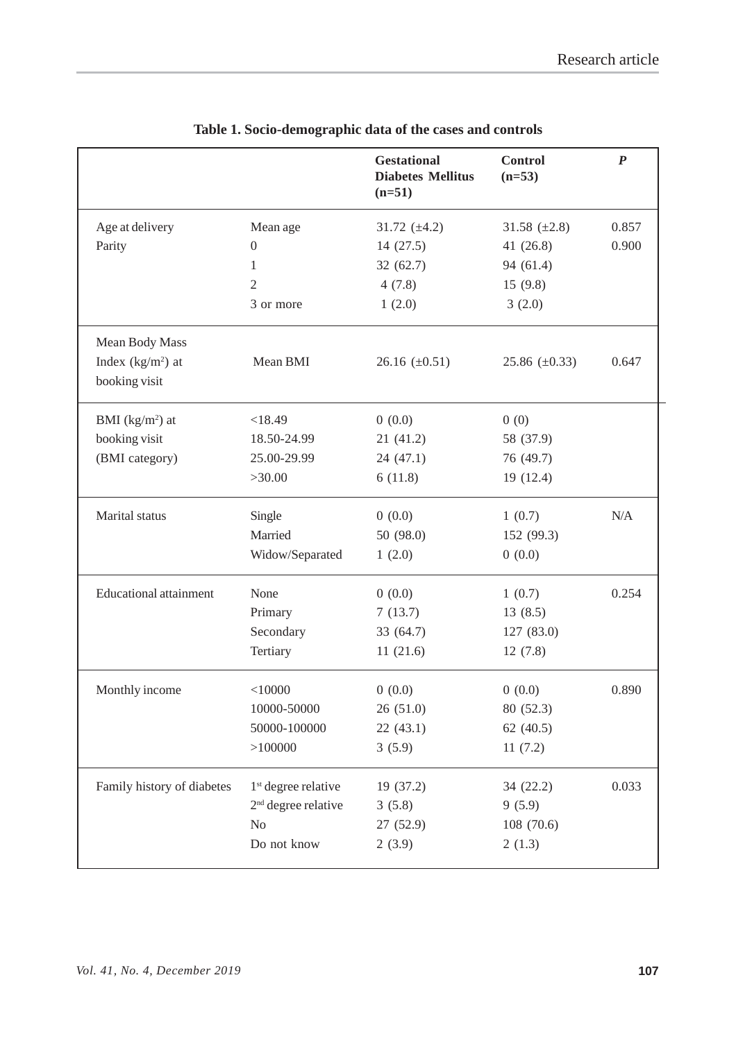**Table 1. Socio-demographic data of the cases and controls**

| | | Gestational Diabetes Mellitus (n=51) | Control (n=53) | *P* |
|---|---|---|---|---|
| Age at delivery | Mean age | 31.72 (±4.2) | 31.58 (±2.8) | 0.857 |
| Parity | 0 | 14 (27.5) | 41 (26.8) | 0.900 |
| | 1 | 32 (62.7) | 94 (61.4) | |
| | 2 | 4 (7.8) | 15 (9.8) | |
| | 3 or more | 1 (2.0) | 3 (2.0) | |
| Mean Body Mass Index ($kg/m^2$) at booking visit | Mean BMI | 26.16 (±0.51) | 25.86 (±0.33) | 0.647 |
| BMI ($kg/m^2$) at booking visit (BMI category) | <18.49 | 0 (0.0) | 0 (0) | |
| | 18.50-24.99 | 21 (41.2) | 58 (37.9) | |
| | 25.00-29.99 | 24 (47.1) | 76 (49.7) | |
| | >30.00 | 6 (11.8) | 19 (12.4) | |
| Marital status | Single | 0 (0.0) | 1 (0.7) | N/A |
| | Married | 50 (98.0) | 152 (99.3) | |
| | Widow/Separated | 1 (2.0) | 0 (0.0) | |
| Educational attainment | None | 0 (0.0) | 1 (0.7) | 0.254 |
| | Primary | 7 (13.7) | 13 (8.5) | |
| | Secondary | 33 (64.7) | 127 (83.0) | |
| | Tertiary | 11 (21.6) | 12 (7.8) | |
| Monthly income | <10000 | 0 (0.0) | 0 (0.0) | 0.890 |
| | 10000-50000 | 26 (51.0) | 80 (52.3) | |
| | 50000-100000 | 22 (43.1) | 62 (40.5) | |
| | >100000 | 3 (5.9) | 11 (7.2) | |
| Family history of diabetes | 1st degree relative | 19 (37.2) | 34 (22.2) | 0.033 |
| | 2nd degree relative | 3 (5.8) | 9 (5.9) | |
| | No | 27 (52.9) | 108 (70.6) | |
| | Do not know | 2 (3.9) | 2 (1.3) | |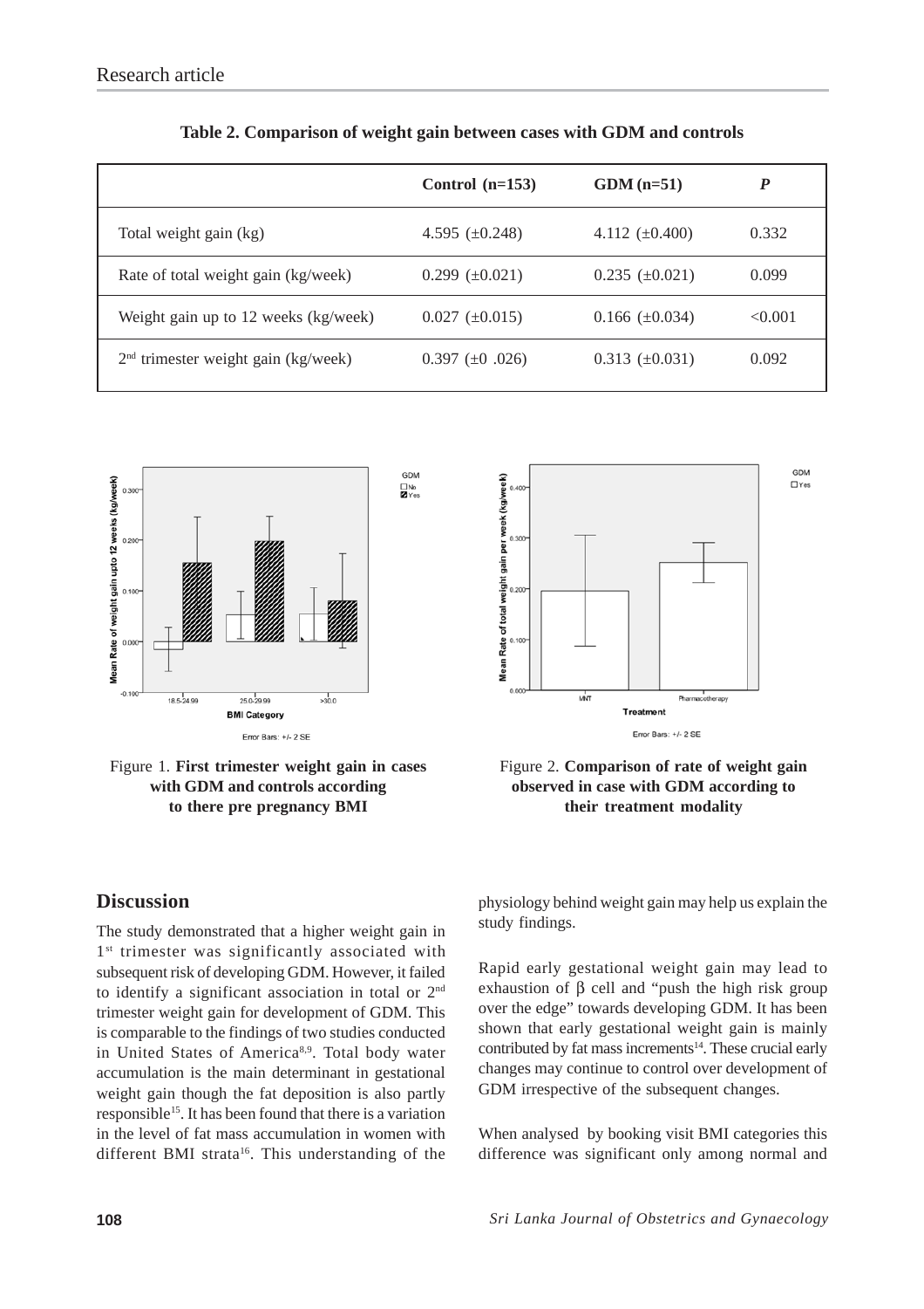**Table 2. Comparison of weight gain between cases with GDM and controls**

| | Control (n=153) | GDM (n=51) | *P* |
|---|---|---|---|
| Total weight gain (kg) | 4.595 (±0.248) | 4.112 (±0.400) | 0.332 |
| Rate of total weight gain (kg/week) | 0.299 (±0.021) | 0.235 (±0.021) | 0.099 |
| Weight gain up to 12 weeks (kg/week) | 0.027 (±0.015) | 0.166 (±0.034) | <0.001 |
| 2nd trimester weight gain (kg/week) | 0.397 (±0 .026) | 0.313 (±0.031) | 0.092 |

Figure 1. **First trimester weight gain in cases with GDM and controls according to there pre pregnancy BMI**

Figure 2. **Comparison of rate of weight gain observed in case with GDM according to their treatment modality**

## Discussion

The study demonstrated that a higher weight gain in 1st trimester was significantly associated with subsequent risk of developing GDM. However, it failed to identify a significant association in total or 2nd trimester weight gain for development of GDM. This is comparable to the findings of two studies conducted in United States of America[8,9]. Total body water accumulation is the main determinant in gestational weight gain though the fat deposition is also partly responsible[15]. It has been found that there is a variation in the level of fat mass accumulation in women with different BMI strata[16]. This understanding of the physiology behind weight gain may help us explain the study findings.

Rapid early gestational weight gain may lead to exhaustion of β cell and "push the high risk group over the edge" towards developing GDM. It has been shown that early gestational weight gain is mainly contributed by fat mass increments[14]. These crucial early changes may continue to control over development of GDM irrespective of the subsequent changes.

When analysed by booking visit BMI categories this difference was significant only among normal and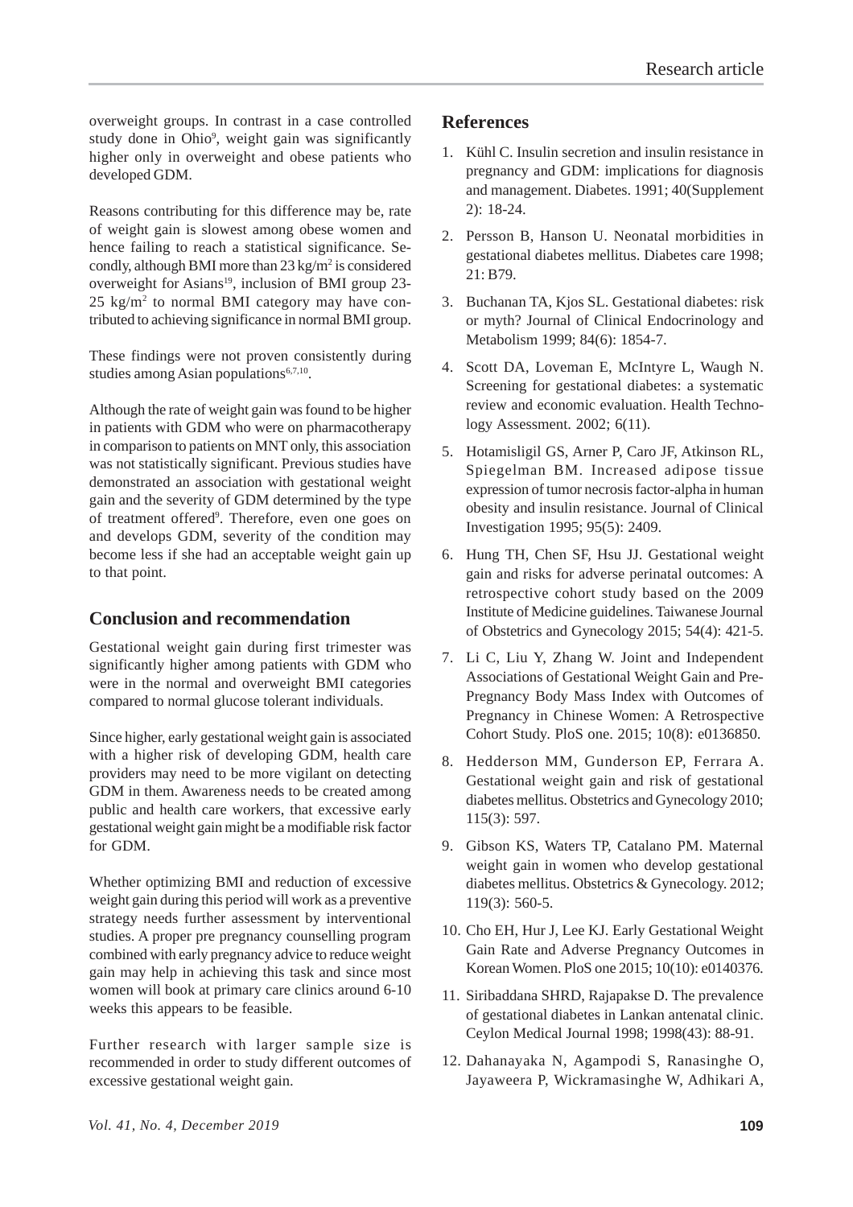overweight groups. In contrast in a case controlled study done in Ohio[9], weight gain was significantly higher only in overweight and obese patients who developed GDM.

Reasons contributing for this difference may be, rate of weight gain is slowest among obese women and hence failing to reach a statistical significance. Secondly, although BMI more than 23 kg/m$^2$ is considered overweight for Asians[19], inclusion of BMI group 23-25 kg/m$^2$ to normal BMI category may have contributed to achieving significance in normal BMI group.

These findings were not proven consistently during studies among Asian populations[6,7,10].

Although the rate of weight gain was found to be higher in patients with GDM who were on pharmacotherapy in comparison to patients on MNT only, this association was not statistically significant. Previous studies have demonstrated an association with gestational weight gain and the severity of GDM determined by the type of treatment offered[9]. Therefore, even one goes on and develops GDM, severity of the condition may become less if she had an acceptable weight gain up to that point.

## Conclusion and recommendation

Gestational weight gain during first trimester was significantly higher among patients with GDM who were in the normal and overweight BMI categories compared to normal glucose tolerant individuals.

Since higher, early gestational weight gain is associated with a higher risk of developing GDM, health care providers may need to be more vigilant on detecting GDM in them. Awareness needs to be created among public and health care workers, that excessive early gestational weight gain might be a modifiable risk factor for GDM.

Whether optimizing BMI and reduction of excessive weight gain during this period will work as a preventive strategy needs further assessment by interventional studies. A proper pre pregnancy counselling program combined with early pregnancy advice to reduce weight gain may help in achieving this task and since most women will book at primary care clinics around 6-10 weeks this appears to be feasible.

Further research with larger sample size is recommended in order to study different outcomes of excessive gestational weight gain.

## References

1. Kühl C. Insulin secretion and insulin resistance in pregnancy and GDM: implications for diagnosis and management. Diabetes. 1991; 40(Supplement 2): 18-24.
2. Persson B, Hanson U. Neonatal morbidities in gestational diabetes mellitus. Diabetes care 1998; 21: B79.
3. Buchanan TA, Kjos SL. Gestational diabetes: risk or myth? Journal of Clinical Endocrinology and Metabolism 1999; 84(6): 1854-7.
4. Scott DA, Loveman E, McIntyre L, Waugh N. Screening for gestational diabetes: a systematic review and economic evaluation. Health Technology Assessment. 2002; 6(11).
5. Hotamisligil GS, Arner P, Caro JF, Atkinson RL, Spiegelman BM. Increased adipose tissue expression of tumor necrosis factor-alpha in human obesity and insulin resistance. Journal of Clinical Investigation 1995; 95(5): 2409.
6. Hung TH, Chen SF, Hsu JJ. Gestational weight gain and risks for adverse perinatal outcomes: A retrospective cohort study based on the 2009 Institute of Medicine guidelines. Taiwanese Journal of Obstetrics and Gynecology 2015; 54(4): 421-5.
7. Li C, Liu Y, Zhang W. Joint and Independent Associations of Gestational Weight Gain and Pre-Pregnancy Body Mass Index with Outcomes of Pregnancy in Chinese Women: A Retrospective Cohort Study. PloS one. 2015; 10(8): e0136850.
8. Hedderson MM, Gunderson EP, Ferrara A. Gestational weight gain and risk of gestational diabetes mellitus. Obstetrics and Gynecology 2010; 115(3): 597.
9. Gibson KS, Waters TP, Catalano PM. Maternal weight gain in women who develop gestational diabetes mellitus. Obstetrics & Gynecology. 2012; 119(3): 560-5.
10. Cho EH, Hur J, Lee KJ. Early Gestational Weight Gain Rate and Adverse Pregnancy Outcomes in Korean Women. PloS one 2015; 10(10): e0140376.
11. Siribaddana SHRD, Rajapakse D. The prevalence of gestational diabetes in Lankan antenatal clinic. Ceylon Medical Journal 1998; 1998(43): 88-91.
12. Dahanayaka N, Agampodi S, Ranasinghe O, Jayaweera P, Wickramasinghe W, Adhikari A,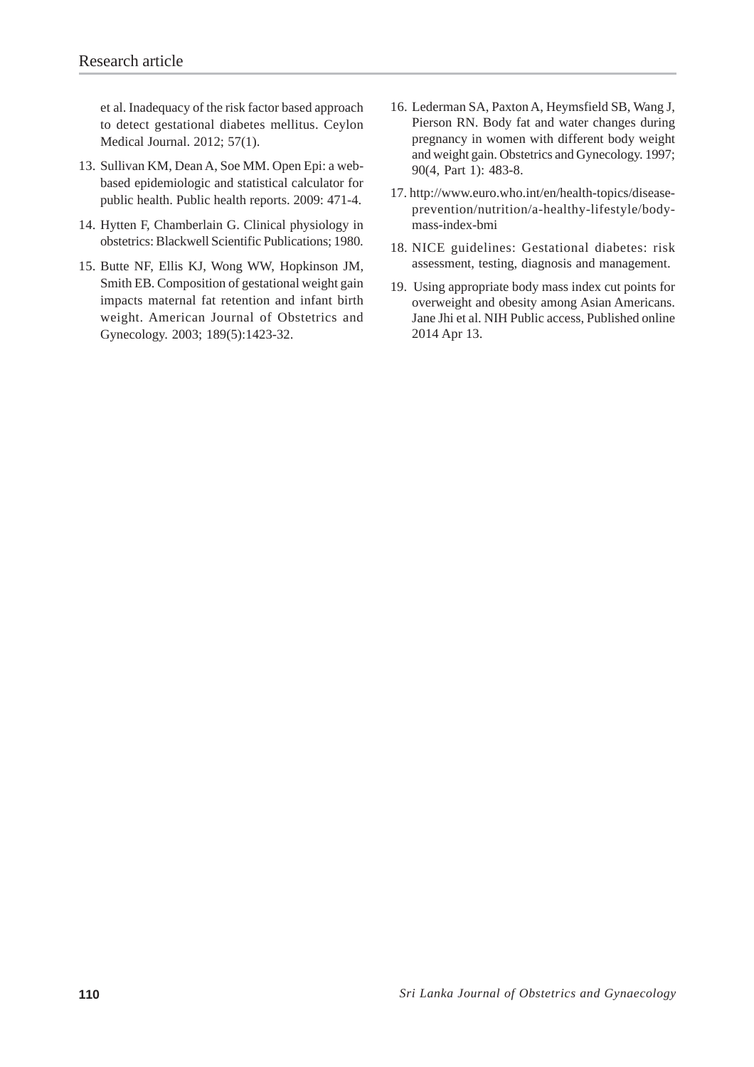et al. Inadequacy of the risk factor based approach to detect gestational diabetes mellitus. Ceylon Medical Journal. 2012; 57(1).

13. Sullivan KM, Dean A, Soe MM. Open Epi: a web-based epidemiologic and statistical calculator for public health. Public health reports. 2009: 471-4.

14. Hytten F, Chamberlain G. Clinical physiology in obstetrics: Blackwell Scientific Publications; 1980.

15. Butte NF, Ellis KJ, Wong WW, Hopkinson JM, Smith EB. Composition of gestational weight gain impacts maternal fat retention and infant birth weight. American Journal of Obstetrics and Gynecology. 2003; 189(5):1423-32.

16. Lederman SA, Paxton A, Heymsfield SB, Wang J, Pierson RN. Body fat and water changes during pregnancy in women with different body weight and weight gain. Obstetrics and Gynecology. 1997; 90(4, Part 1): 483-8.

17. http://www.euro.who.int/en/health-topics/disease-prevention/nutrition/a-healthy-lifestyle/body-mass-index-bmi

18. NICE guidelines: Gestational diabetes: risk assessment, testing, diagnosis and management.

19. Using appropriate body mass index cut points for overweight and obesity among Asian Americans. Jane Jhi et al. NIH Public access, Published online 2014 Apr 13.